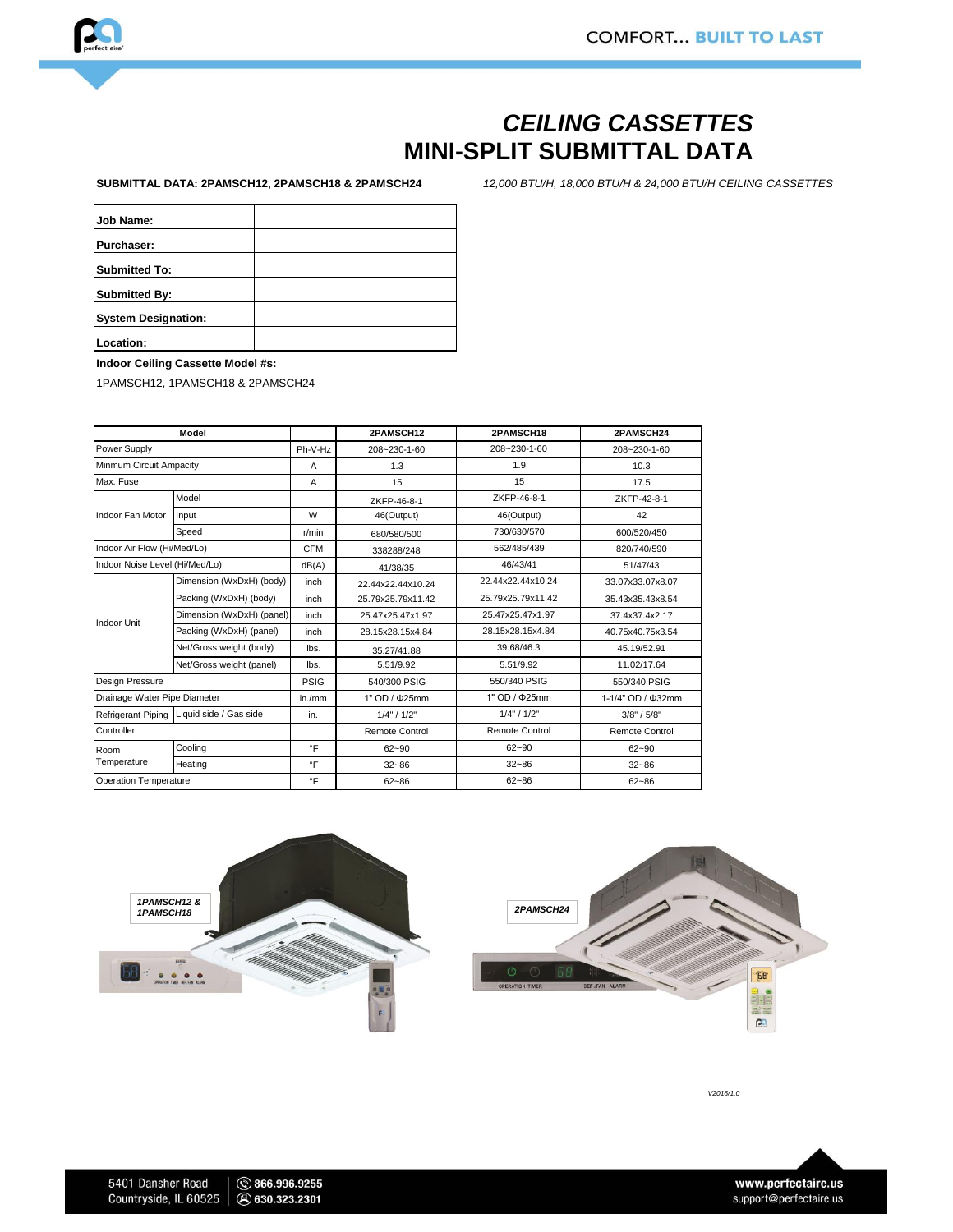# CEILING CASSETTES
# MINI-SPLIT SUBMITTAL DATA

**SUBMITTAL DATA: 2PAMSCH12, 2PAMSCH18 & 2PAMSCH24**

*12,000 BTU/H, 18,000 BTU/H & 24,000 BTU/H CEILING CASSETTES*

| **Job Name:** | |
|---|---|
| **Purchaser:** | |
| **Submitted To:** | |
| **Submitted By:** | |
| **System Designation:** | |
| **Location:** | |

**Indoor Ceiling Cassette Model #s:**

1PAMSCH12, 1PAMSCH18 & 2PAMSCH24

| Model | | | 2PAMSCH12 | 2PAMSCH18 | 2PAMSCH24 |
|---|---|---|---|---|---|
| Power Supply | | Ph-V-Hz | 208~230-1-60 | 208~230-1-60 | 208~230-1-60 |
| Minmum Circuit Ampacity | | A | 1.3 | 1.9 | 10.3 |
| Max. Fuse | | A | 15 | 15 | 17.5 |
| Indoor Fan Motor | Model | | ZKFP-46-8-1 | ZKFP-46-8-1 | ZKFP-42-8-1 |
| | Input | W | 46(Output) | 46(Output) | 42 |
| | Speed | r/min | 680/580/500 | 730/630/570 | 600/520/450 |
| Indoor Air Flow (Hi/Med/Lo) | | CFM | 338288/248 | 562/485/439 | 820/740/590 |
| Indoor Noise Level (Hi/Med/Lo) | | dB(A) | 41/38/35 | 46/43/41 | 51/47/43 |
| Indoor Unit | Dimension (WxDxH) (body) | inch | 22.44x22.44x10.24 | 22.44x22.44x10.24 | 33.07x33.07x8.07 |
| | Packing (WxDxH) (body) | inch | 25.79x25.79x11.42 | 25.79x25.79x11.42 | 35.43x35.43x8.54 |
| | Dimension (WxDxH) (panel) | inch | 25.47x25.47x1.97 | 25.47x25.47x1.97 | 37.4x37.4x2.17 |
| | Packing (WxDxH) (panel) | inch | 28.15x28.15x4.84 | 28.15x28.15x4.84 | 40.75x40.75x3.54 |
| | Net/Gross weight (body) | lbs. | 35.27/41.88 | 39.68/46.3 | 45.19/52.91 |
| | Net/Gross weight (panel) | lbs. | 5.51/9.92 | 5.51/9.92 | 11.02/17.64 |
| Design Pressure | | PSIG | 540/300 PSIG | 550/340 PSIG | 550/340 PSIG |
| Drainage Water Pipe Diameter | | in./mm | 1" OD / Φ25mm | 1" OD / Φ25mm | 1-1/4" OD / Φ32mm |
| Refrigerant Piping | Liquid side / Gas side | in. | 1/4" / 1/2" | 1/4" / 1/2" | 3/8" / 5/8" |
| Controller | | | Remote Control | Remote Control | Remote Control |
| Room Temperature | Cooling | °F | 62~90 | 62~90 | 62~90 |
| | Heating | °F | 32~86 | 32~86 | 32~86 |
| Operation Temperature | | °F | 62~86 | 62~86 | 62~86 |

*1PAMSCH12 & 1PAMSCH18*

*2PAMSCH24*

V2016/1.0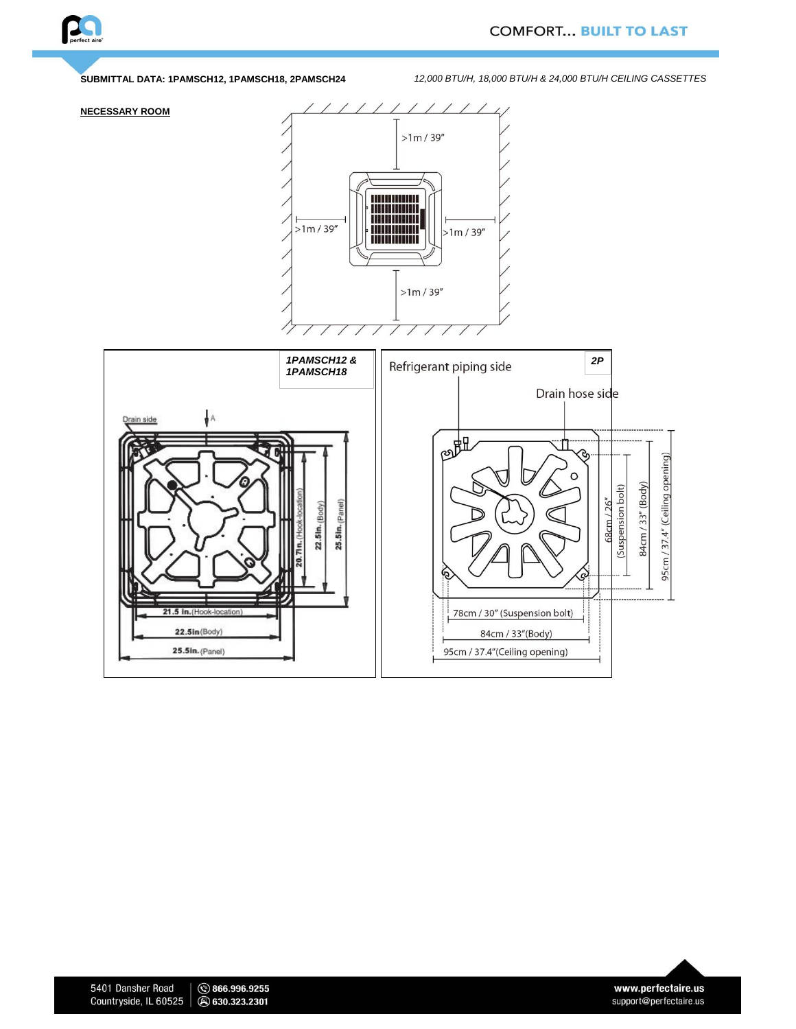**SUBMITTAL DATA: 1PAMSCH12, 1PAMSCH18, 2PAMSCH24** *12,000 BTU/H, 18,000 BTU/H & 24,000 BTU/H CEILING CASSETTES*

**NECESSARY ROOM**

>1m / 39"

>1m / 39"

>1m / 39"

>1m / 39"

***1PAMSCH12 & 1PAMSCH18***

Drain side

A

20.7in. (Hook-location)

22.5in. (Body)

25.5in. (Panel)

21.5 in. (Hook-location)

22.5in (Body)

25.5in. (Panel)

***2P***

Refrigerant piping side

Drain hose side

68cm / 26" (Suspension bolt)

84cm / 33" (Body)

95cm / 37.4" (Ceiling opening)

78cm / 30" (Suspension bolt)

84cm / 33"(Body)

95cm / 37.4"(Ceiling opening)